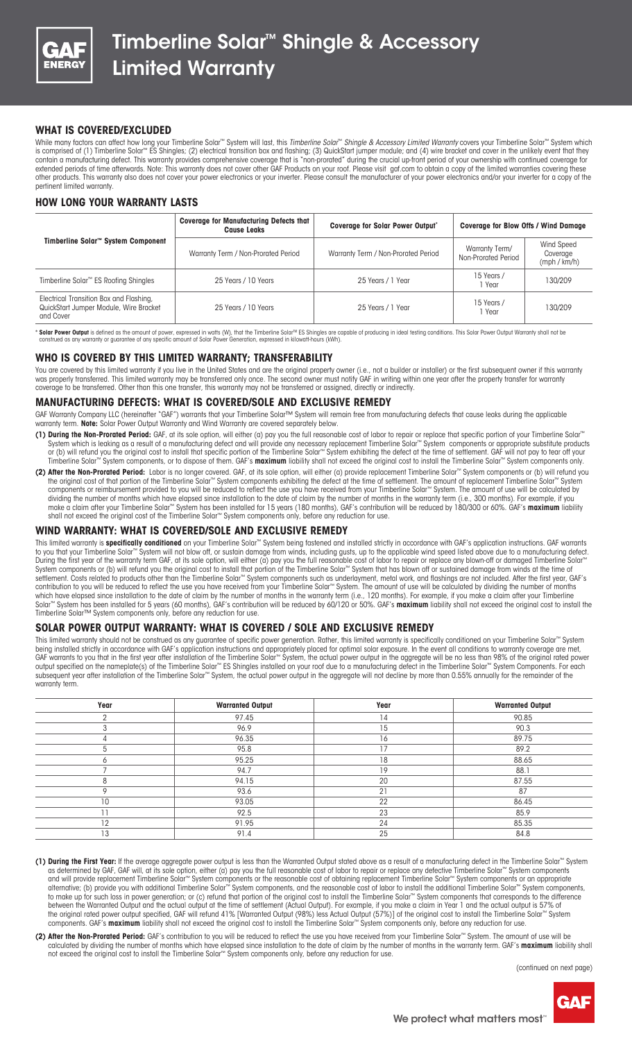# Timberline Solar™ Shingle & Accessory Limited Warranty

## WHAT IS COVERED/EXCLUDED

While many factors can affect how long your Timberline Solar™ System will last, this *Timberline Solar™ Shingle & Accessory Limited Warranty* covers your Timberline Solar™ System which is comprised of (1) Timberline Solar™ ES Shingles; (2) electrical transition box and flashing; (3) QuickStart jumper module; and (4) wire bracket and cover in the unlikely event that they contain a manufacturing defect. This warranty provides comprehensive coverage that is "non-prorated" during the crucial up-front period of your ownership with continued coverage for extended periods of time afterwards. Note: This warranty does not cover other GAF Products on your roof. Please visit gaf.com to obtain a copy of the limited warranties covering these other products. This warranty also does not cover your power electronics or your inverter. Please consult the manufacturer of your power electronics and/or your inverter for a copy of the pertinent limited warranty.

## HOW LONG YOUR WARRANTY LASTS

| Timberline Solar™ System Component | Coverage for Manufacturing Defects that Cause Leaks | Coverage for Solar Power Output* | Coverage for Blow Offs / Wind Damage | |
|---|---|---|---|---|
| | Warranty Term / Non-Prorated Period | Warranty Term / Non-Prorated Period | Warranty Term/ Non-Prorated Period | Wind Speed Coverage (mph / km/h) |
| Timberline Solar™ ES Roofing Shingles | 25 Years / 10 Years | 25 Years / 1 Year | 15 Years / 1 Year | 130/209 |
| Electrical Transition Box and Flashing, QuickStart Jumper Module, Wire Bracket and Cover | 25 Years / 10 Years | 25 Years / 1 Year | 15 Years / 1 Year | 130/209 |

\* **Solar Power Output** is defined as the amount of power, expressed in watts (W), that the Timberline Solar™ ES Shingles are capable of producing in ideal testing conditions. This Solar Power Output Warranty shall not be construed as any warranty or guarantee of any specific amount of Solar Power Generation, expressed in kilowatt-hours (kWh).

## WHO IS COVERED BY THIS LIMITED WARRANTY; TRANSFERABILITY

You are covered by this limited warranty if you live in the United States and are the original property owner (i.e., not a builder or installer) or the first subsequent owner if this warranty was properly transferred. This limited warranty may be transferred only once. The second owner must notify GAF in writing within one year after the property transfer for warranty coverage to be transferred. Other than this one transfer, this warranty may not be transferred or assigned, directly or indirectly.

## MANUFACTURING DEFECTS: WHAT IS COVERED/SOLE AND EXCLUSIVE REMEDY

GAF Warranty Company LLC (hereinafter "GAF") warrants that your Timberline Solar™ System will remain free from manufacturing defects that cause leaks during the applicable warranty term. **Note:** Solar Power Output Warranty and Wind Warranty are covered separately below.

**(1) During the Non-Prorated Period:** GAF, at its sole option, will either (a) pay you the full reasonable cost of labor to repair or replace that specific portion of your Timberline Solar™ System which is leaking as a result of a manufacturing defect and will provide any necessary replacement Timberline Solar™ System components or appropriate substitute products or (b) will refund you the original cost to install that specific portion of the Timberline Solar™ System exhibiting the defect at the time of settlement. GAF will not pay to tear off your Timberline Solar™ System components, or to dispose of them. GAF's **maximum** liability shall not exceed the original cost to install the Timberline Solar™ System components only.

**(2) After the Non-Prorated Period:** Labor is no longer covered. GAF, at its sole option, will either (a) provide replacement Timberline Solar™ System components or (b) will refund you the original cost of that portion of the Timberline Solar™ System components exhibiting the defect at the time of settlement. The amount of replacement Timberline Solar™ System components or reimbursement provided to you will be reduced to reflect the use you have received from your Timberline Solar™ System. The amount of use will be calculated by dividing the number of months which have elapsed since installation to the date of claim by the number of months in the warranty term (i.e., 300 months). For example, if you make a claim after your Timberline Solar™ System has been installed for 15 years (180 months), GAF's contribution will be reduced by 180/300 or 60%. GAF's **maximum** liability shall not exceed the original cost of the Timberline Solar™ System components only, before any reduction for use.

## WIND WARRANTY: WHAT IS COVERED/SOLE AND EXCLUSIVE REMEDY

This limited warranty is **specifically conditioned** on your Timberline Solar™ System being fastened and installed strictly in accordance with GAF's application instructions. GAF warrants to you that your Timberline Solar™ System will not blow off, or sustain damage from winds, including gusts, up to the applicable wind speed listed above due to a manufacturing defect. During the first year of the warranty term GAF, at its sole option, will either (a) pay you the full reasonable cost of labor to repair or replace any blown-off or damaged Timberline Solar™ System components or (b) will refund you the original cost to install that portion of the Timberline Solar™ System that has blown off or sustained damage from winds at the time of settlement. Costs related to products other than the Timberline Solar™ System components such as underlayment, metal work, and flashings are not included. After the first year, GAF's contribution to you will be reduced to reflect the use you have received from your Timberline Solar™ System. The amount of use will be calculated by dividing the number of months which have elapsed since installation to the date of claim by the number of months in the warranty term (i.e., 120 months). For example, if you make a claim after your Timberline Solar™ System has been installed for 5 years (60 months), GAF's contribution will be reduced by 60/120 or 50%. GAF's **maximum** liability shall not exceed the original cost to install the Timberline Solar™ System components only, before any reduction for use.

## SOLAR POWER OUTPUT WARRANTY: WHAT IS COVERED / SOLE AND EXCLUSIVE REMEDY

This limited warranty should not be construed as any guarantee of specific power generation. Rather, this limited warranty is specifically conditioned on your Timberline Solar™ System being installed strictly in accordance with GAF's application instructions and appropriately placed for optimal solar exposure. In the event all conditions to warranty coverage are met, GAF warrants to you that in the first year after installation of the Timberline Solar™ System, the actual power output in the aggregate will be no less than 98% of the original rated power output specified on the nameplate(s) of the Timberline Solar™ ES Shingles installed on your roof due to a manufacturing defect in the Timberline Solar™ System Components. For each subsequent year after installation of the Timberline Solar™ System, the actual power output in the aggregate will not decline by more than 0.55% annually for the remainder of the warranty term.

| Year | Warranted Output | Year | Warranted Output |
|---|---|---|---|
| 2 | 97.45 | 14 | 90.85 |
| 3 | 96.9 | 15 | 90.3 |
| 4 | 96.35 | 16 | 89.75 |
| 5 | 95.8 | 17 | 89.2 |
| 6 | 95.25 | 18 | 88.65 |
| 7 | 94.7 | 19 | 88.1 |
| 8 | 94.15 | 20 | 87.55 |
| 9 | 93.6 | 21 | 87 |
| 10 | 93.05 | 22 | 86.45 |
| 11 | 92.5 | 23 | 85.9 |
| 12 | 91.95 | 24 | 85.35 |
| 13 | 91.4 | 25 | 84.8 |

**(1) During the First Year:** If the average aggregate power output is less than the Warranted Output stated above as a result of a manufacturing defect in the Timberline Solar™ System as determined by GAF, GAF will, at its sole option, either (a) pay you the full reasonable cost of labor to repair or replace any defective Timberline Solar™ System components and will provide replacement Timberline Solar™ System components or the reasonable cost of obtaining replacement Timberline Solar™ System components or an appropriate alternative; (b) provide you with additional Timberline Solar™ System components, and the reasonable cost of labor to install the additional Timberline Solar™ System components, to make up for such loss in power generation; or (c) refund that portion of the original cost to install the Timberline Solar™ System components that corresponds to the difference between the Warranted Output and the actual output at the time of settlement (Actual Output). For example, if you make a claim in Year 1 and the actual output is 57% of the original rated power output specified, GAF will refund 41% [Warranted Output (98%) less Actual Output (57%)] of the original cost to install the Timberline Solar™ System components. GAF's **maximum** liability shall not exceed the original cost to install the Timberline Solar™ System components only, before any reduction for use.

**(2) After the Non-Prorated Period:** GAF's contribution to you will be reduced to reflect the use you have received from your Timberline Solar™ System. The amount of use will be calculated by dividing the number of months which have elapsed since installation to the date of claim by the number of months in the warranty term. GAF's **maximum** liability shall not exceed the original cost to install the Timberline Solar™ System components only, before any reduction for use.

(continued on next page)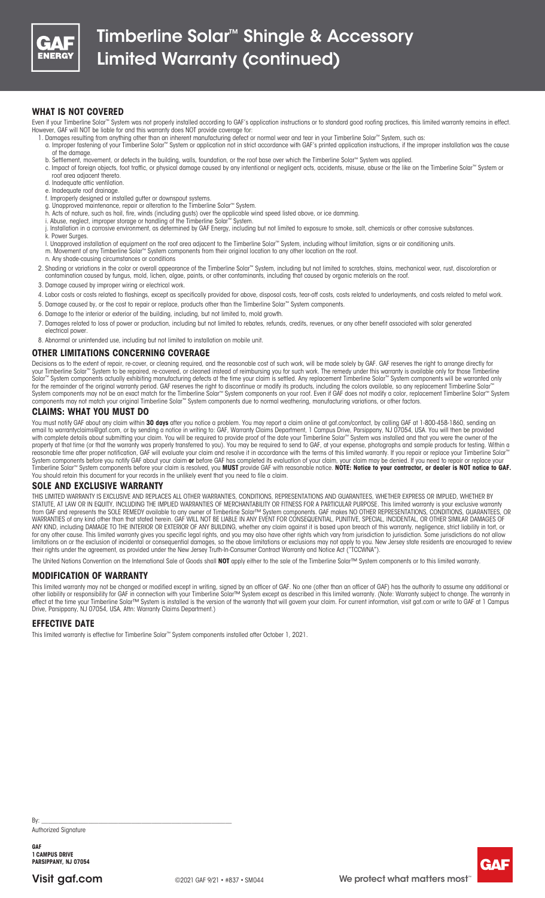# Timberline Solar™ Shingle & Accessory Limited Warranty (continued)

## WHAT IS NOT COVERED

Even if your Timberline Solar™ System was not properly installed according to GAF's application instructions or to standard good roofing practices, this limited warranty remains in effect. However, GAF will NOT be liable for and this warranty does NOT provide coverage for:

1. Damages resulting from anything other than an inherent manufacturing defect or normal wear and tear in your Timberline Solar™ System, such as:
   a. Improper fastening of your Timberline Solar™ System or application not in strict accordance with GAF's printed application instructions, if the improper installation was the cause of the damage.
   b. Settlement, movement, or defects in the building, walls, foundation, or the roof base over which the Timberline Solar™ System was applied.
   c. Impact of foreign objects, foot traffic, or physical damage caused by any intentional or negligent acts, accidents, misuse, abuse or the like on the Timberline Solar™ System or roof area adjacent thereto.
   d. Inadequate attic ventilation.
   e. Inadequate roof drainage.
   f. Improperly designed or installed gutter or downspout systems.
   g. Unapproved maintenance, repair or alteration to the Timberline Solar™ System.
   h. Acts of nature, such as hail, fire, winds (including gusts) over the applicable wind speed listed above, or ice damming.
   i. Abuse, neglect, improper storage or handling of the Timberline Solar™ System.
   j. Installation in a corrosive environment, as determined by GAF Energy, including but not limited to exposure to smoke, salt, chemicals or other corrosive substances.
   k. Power Surges.
   l. Unapproved installation of equipment on the roof area adjacent to the Timberline Solar™ System, including without limitation, signs or air conditioning units.
   m. Movement of any Timberline Solar™ System components from their original location to any other location on the roof.
   n. Any shade-causing circumstances or conditions
2. Shading or variations in the color or overall appearance of the Timberline Solar™ System, including but not limited to scratches, stains, mechanical wear, rust, discoloration or contamination caused by fungus, mold, lichen, algae, paints, or other contaminants, including that caused by organic materials on the roof.
3. Damage caused by improper wiring or electrical work.
4. Labor costs or costs related to flashings, except as specifically provided for above, disposal costs, tear-off costs, costs related to underlayments, and costs related to metal work.
5. Damage caused by, or the cost to repair or replace, products other than the Timberline Solar™ System components.
6. Damage to the interior or exterior of the building, including, but not limited to, mold growth.
7. Damages related to loss of power or production, including but not limited to rebates, refunds, credits, revenues, or any other benefit associated with solar generated electrical power.
8. Abnormal or unintended use, including but not limited to installation on mobile unit.

## OTHER LIMITATIONS CONCERNING COVERAGE

Decisions as to the extent of repair, re-cover, or cleaning required, and the reasonable cost of such work, will be made solely by GAF. GAF reserves the right to arrange directly for your Timberline Solar™ System to be repaired, re-covered, or cleaned instead of reimbursing you for such work. The remedy under this warranty is available only for those Timberline Solar™ System components actually exhibiting manufacturing defects at the time your claim is settled. Any replacement Timberline Solar™ System components will be warranted only for the remainder of the original warranty period. GAF reserves the right to discontinue or modify its products, including the colors available, so any replacement Timberline Solar™ System components may not be an exact match for the Timberline Solar™ System components on your roof. Even if GAF does not modify a color, replacement Timberline Solar™ System components may not match your original Timberline Solar™ System components due to normal weathering, manufacturing variations, or other factors.

## CLAIMS: WHAT YOU MUST DO

You must notify GAF about any claim within **30 days** after you notice a problem. You may report a claim online at gaf.com/contact, by calling GAF at 1-800-458-1860, sending an email to warrantyclaims@gaf.com, or by sending a notice in writing to: GAF, Warranty Claims Department, 1 Campus Drive, Parsippany, NJ 07054, USA. You will then be provided with complete details about submitting your claim. You will be required to provide proof of the date your Timberline Solar™ System was installed and that you were the owner of the property at that time (or that the warranty was properly transferred to you). You may be required to send to GAF, at your expense, photographs and sample products for testing. Within a reasonable time after proper notification, GAF will evaluate your claim and resolve it in accordance with the terms of this limited warranty. If you repair or replace your Timberline Solar™ System components before you notify GAF about your claim **or** before GAF has completed its evaluation of your claim, your claim may be denied. If you need to repair or replace your Timberline Solar™ System components before your claim is resolved, you **MUST** provide GAF with reasonable notice. **NOTE: Notice to your contractor, or dealer is NOT notice to GAF.** You should retain this document for your records in the unlikely event that you need to file a claim.

## SOLE AND EXCLUSIVE WARRANTY

THIS LIMITED WARRANTY IS EXCLUSIVE AND REPLACES ALL OTHER WARRANTIES, CONDITIONS, REPRESENTATIONS AND GUARANTEES, WHETHER EXPRESS OR IMPLIED, WHETHER BY STATUTE, AT LAW OR IN EQUITY, INCLUDING THE IMPLIED WARRANTIES OF MERCHANTABILITY OR FITNESS FOR A PARTICULAR PURPOSE. This limited warranty is your exclusive warranty from GAF and represents the SOLE REMEDY available to any owner of Timberline Solar™ System components. GAF makes NO OTHER REPRESENTATIONS, CONDITIONS, GUARANTEES, OR WARRANTIES of any kind other than that stated herein. GAF WILL NOT BE LIABLE IN ANY EVENT FOR CONSEQUENTIAL, PUNITIVE, SPECIAL, INCIDENTAL, OR OTHER SIMILAR DAMAGES OF ANY KIND, including DAMAGE TO THE INTERIOR OR EXTERIOR OF ANY BUILDING, whether any claim against it is based upon breach of this warranty, negligence, strict liability in tort, or for any other cause. This limited warranty gives you specific legal rights, and you may also have other rights which vary from jurisdiction to jurisdiction. Some jurisdictions do not allow limitations on or the exclusion of incidental or consequential damages, so the above limitations or exclusions may not apply to you. New Jersey state residents are encouraged to review their rights under the agreement, as provided under the New Jersey Truth-In-Consumer Contract Warranty and Notice Act ("TCCWNA").

The United Nations Convention on the International Sale of Goods shall **NOT** apply either to the sale of the Timberline Solar™ System components or to this limited warranty.

## MODIFICATION OF WARRANTY

This limited warranty may not be changed or modified except in writing, signed by an officer of GAF. No one (other than an officer of GAF) has the authority to assume any additional or other liability or responsibility for GAF in connection with your Timberline Solar™ System except as described in this limited warranty. (Note: Warranty subject to change. The warranty in effect at the time your Timberline Solar™ System is installed is the version of the warranty that will govern your claim. For current information, visit gaf.com or write to GAF at 1 Campus Drive, Parsippany, NJ 07054, USA, Attn: Warranty Claims Department.)

## EFFECTIVE DATE

This limited warranty is effective for Timberline Solar™ System components installed after October 1, 2021.

By: ______________________________

Authorized Signature

**GAF**
**1 CAMPUS DRIVE**
**PARSIPPANY, NJ 07054**

Visit gaf.com

©2021 GAF 9/21 • #837 • SM044

We protect what matters most™